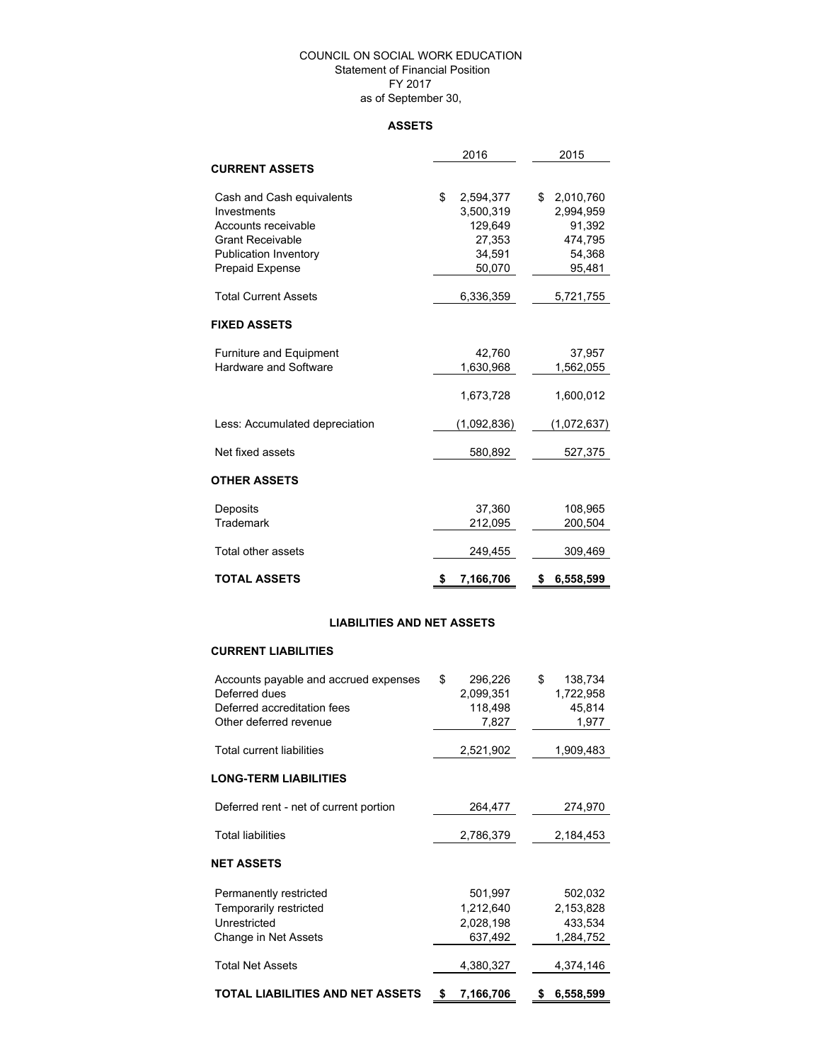# COUNCIL ON SOCIAL WORK EDUCATION

Statement of Financial Position

FY 2017

as of September 30,

## ASSETS

| | 2016 | 2015 |
|---|---|---|
| **CURRENT ASSETS** | | |
| Cash and Cash equivalents | $ 2,594,377 | $ 2,010,760 |
| Investments | 3,500,319 | 2,994,959 |
| Accounts receivable | 129,649 | 91,392 |
| Grant Receivable | 27,353 | 474,795 |
| Publication Inventory | 34,591 | 54,368 |
| Prepaid Expense | 50,070 | 95,481 |
| Total Current Assets | 6,336,359 | 5,721,755 |
| **FIXED ASSETS** | | |
| Furniture and Equipment | 42,760 | 37,957 |
| Hardware and Software | 1,630,968 | 1,562,055 |
| | 1,673,728 | 1,600,012 |
| Less: Accumulated depreciation | (1,092,836) | (1,072,637) |
| Net fixed assets | 580,892 | 527,375 |
| **OTHER ASSETS** | | |
| Deposits | 37,360 | 108,965 |
| Trademark | 212,095 | 200,504 |
| Total other assets | 249,455 | 309,469 |
| **TOTAL ASSETS** | **$ 7,166,706** | **$ 6,558,599** |

## LIABILITIES AND NET ASSETS

| | 2016 | 2015 |
|---|---|---|
| **CURRENT LIABILITIES** | | |
| Accounts payable and accrued expenses | $ 296,226 | $ 138,734 |
| Deferred dues | 2,099,351 | 1,722,958 |
| Deferred accreditation fees | 118,498 | 45,814 |
| Other deferred revenue | 7,827 | 1,977 |
| Total current liabilities | 2,521,902 | 1,909,483 |
| **LONG-TERM LIABILITIES** | | |
| Deferred rent - net of current portion | 264,477 | 274,970 |
| Total liabilities | 2,786,379 | 2,184,453 |
| **NET ASSETS** | | |
| Permanently restricted | 501,997 | 502,032 |
| Temporarily restricted | 1,212,640 | 2,153,828 |
| Unrestricted | 2,028,198 | 433,534 |
| Change in Net Assets | 637,492 | 1,284,752 |
| Total Net Assets | 4,380,327 | 4,374,146 |
| **TOTAL LIABILITIES AND NET ASSETS** | **$ 7,166,706** | **$ 6,558,599** |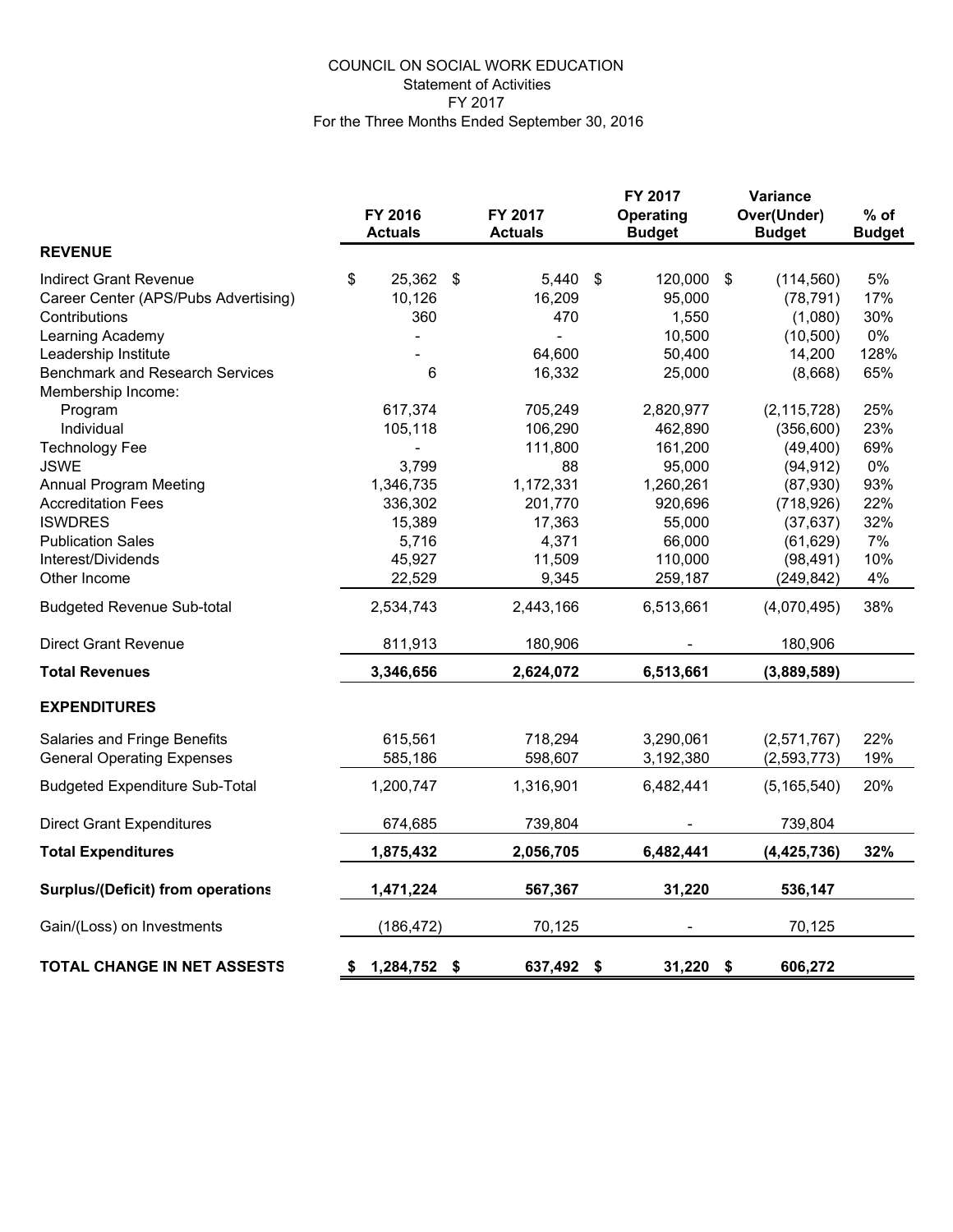COUNCIL ON SOCIAL WORK EDUCATION
Statement of Activities
FY 2017
For the Three Months Ended September 30, 2016

| | FY 2016 Actuals | FY 2017 Actuals | FY 2017 Operating Budget | Variance Over(Under) Budget | % of Budget |
|---|---|---|---|---|---|
| **REVENUE** | | | | | |
| Indirect Grant Revenue | $ 25,362 | $ 5,440 | $ 120,000 | $ (114,560) | 5% |
| Career Center (APS/Pubs Advertising) | 10,126 | 16,209 | 95,000 | (78,791) | 17% |
| Contributions | 360 | 470 | 1,550 | (1,080) | 30% |
| Learning Academy | - | - | 10,500 | (10,500) | 0% |
| Leadership Institute | - | 64,600 | 50,400 | 14,200 | 128% |
| Benchmark and Research Services | 6 | 16,332 | 25,000 | (8,668) | 65% |
| Membership Income: | | | | | |
| Program | 617,374 | 705,249 | 2,820,977 | (2,115,728) | 25% |
| Individual | 105,118 | 106,290 | 462,890 | (356,600) | 23% |
| Technology Fee | - | 111,800 | 161,200 | (49,400) | 69% |
| JSWE | 3,799 | 88 | 95,000 | (94,912) | 0% |
| Annual Program Meeting | 1,346,735 | 1,172,331 | 1,260,261 | (87,930) | 93% |
| Accreditation Fees | 336,302 | 201,770 | 920,696 | (718,926) | 22% |
| ISWDRES | 15,389 | 17,363 | 55,000 | (37,637) | 32% |
| Publication Sales | 5,716 | 4,371 | 66,000 | (61,629) | 7% |
| Interest/Dividends | 45,927 | 11,509 | 110,000 | (98,491) | 10% |
| Other Income | 22,529 | 9,345 | 259,187 | (249,842) | 4% |
| Budgeted Revenue Sub-total | 2,534,743 | 2,443,166 | 6,513,661 | (4,070,495) | 38% |
| Direct Grant Revenue | 811,913 | 180,906 | - | 180,906 | |
| **Total Revenues** | **3,346,656** | **2,624,072** | **6,513,661** | **(3,889,589)** | |
| **EXPENDITURES** | | | | | |
| Salaries and Fringe Benefits | 615,561 | 718,294 | 3,290,061 | (2,571,767) | 22% |
| General Operating Expenses | 585,186 | 598,607 | 3,192,380 | (2,593,773) | 19% |
| Budgeted Expenditure Sub-Total | 1,200,747 | 1,316,901 | 6,482,441 | (5,165,540) | 20% |
| Direct Grant Expenditures | 674,685 | 739,804 | - | 739,804 | |
| **Total Expenditures** | **1,875,432** | **2,056,705** | **6,482,441** | **(4,425,736)** | **32%** |
| **Surplus/(Deficit) from operations** | **1,471,224** | **567,367** | **31,220** | **536,147** | |
| Gain/(Loss) on Investments | (186,472) | 70,125 | - | 70,125 | |
| **TOTAL CHANGE IN NET ASSESTS** | **$ 1,284,752** | **$ 637,492** | **$ 31,220** | **$ 606,272** | |